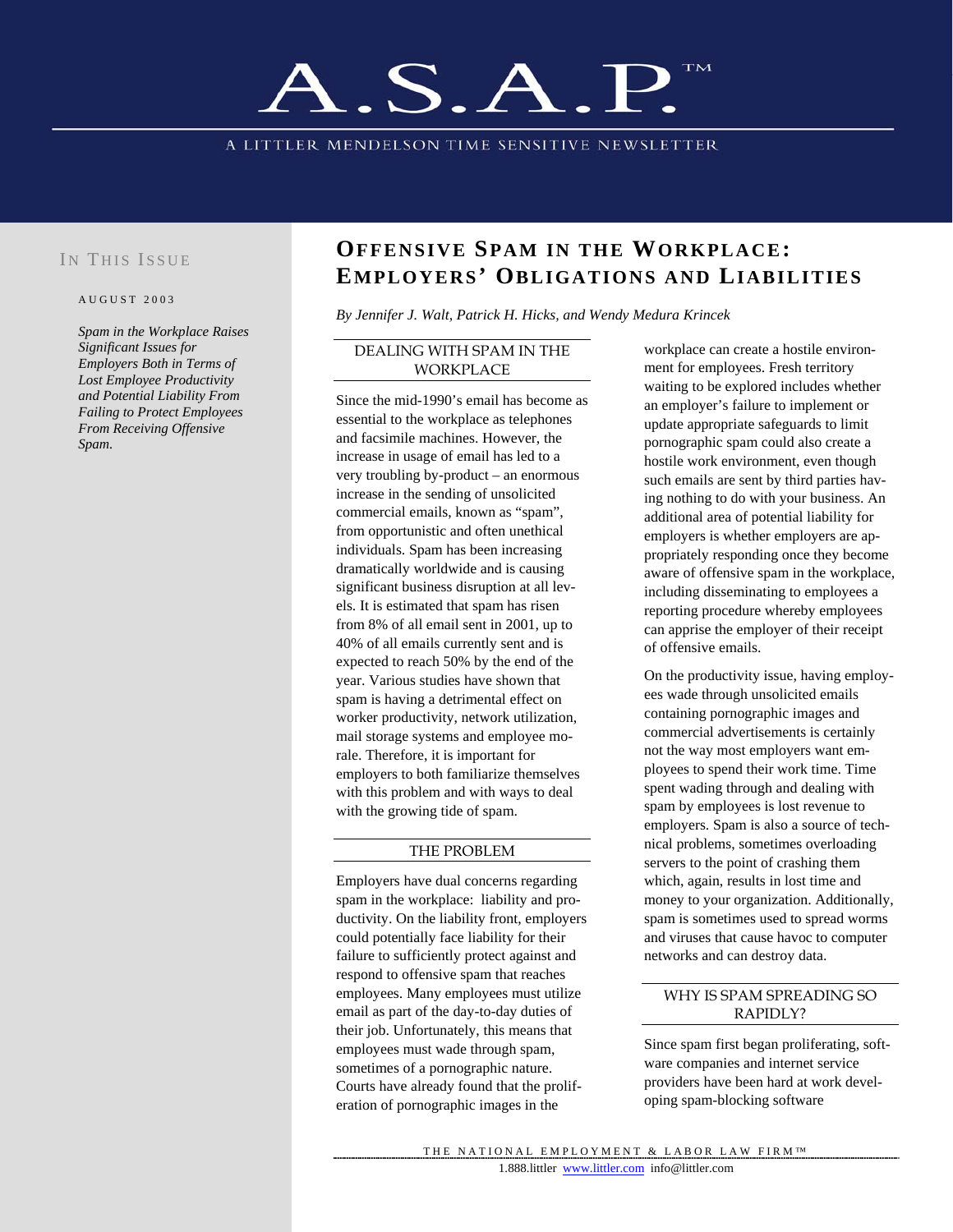# A.S.A.P.™

A LITTLER MENDELSON TIME SENSITIVE NEWSLETTER

## In This Issue

AUGUST 2003

*Spam in the Workplace Raises Significant Issues for Employers Both in Terms of Lost Employee Productivity and Potential Liability From Failing to Protect Employees From Receiving Offensive Spam.*

# Offensive Spam in the Workplace: Employers' Obligations and Liabilities

*By Jennifer J. Walt, Patrick H. Hicks, and Wendy Medura Krincek*

### DEALING WITH SPAM IN THE WORKPLACE

Since the mid-1990's email has become as essential to the workplace as telephones and facsimile machines. However, the increase in usage of email has led to a very troubling by-product – an enormous increase in the sending of unsolicited commercial emails, known as "spam", from opportunistic and often unethical individuals. Spam has been increasing dramatically worldwide and is causing significant business disruption at all levels. It is estimated that spam has risen from 8% of all email sent in 2001, up to 40% of all emails currently sent and is expected to reach 50% by the end of the year. Various studies have shown that spam is having a detrimental effect on worker productivity, network utilization, mail storage systems and employee morale. Therefore, it is important for employers to both familiarize themselves with this problem and with ways to deal with the growing tide of spam.

### THE PROBLEM

Employers have dual concerns regarding spam in the workplace: liability and productivity. On the liability front, employers could potentially face liability for their failure to sufficiently protect against and respond to offensive spam that reaches employees. Many employees must utilize email as part of the day-to-day duties of their job. Unfortunately, this means that employees must wade through spam, sometimes of a pornographic nature. Courts have already found that the proliferation of pornographic images in the workplace can create a hostile environment for employees. Fresh territory waiting to be explored includes whether an employer's failure to implement or update appropriate safeguards to limit pornographic spam could also create a hostile work environment, even though such emails are sent by third parties having nothing to do with your business. An additional area of potential liability for employers is whether employers are appropriately responding once they become aware of offensive spam in the workplace, including disseminating to employees a reporting procedure whereby employees can apprise the employer of their receipt of offensive emails.

On the productivity issue, having employees wade through unsolicited emails containing pornographic images and commercial advertisements is certainly not the way most employers want employees to spend their work time. Time spent wading through and dealing with spam by employees is lost revenue to employers. Spam is also a source of technical problems, sometimes overloading servers to the point of crashing them which, again, results in lost time and money to your organization. Additionally, spam is sometimes used to spread worms and viruses that cause havoc to computer networks and can destroy data.

### WHY IS SPAM SPREADING SO RAPIDLY?

Since spam first began proliferating, software companies and internet service providers have been hard at work developing spam-blocking software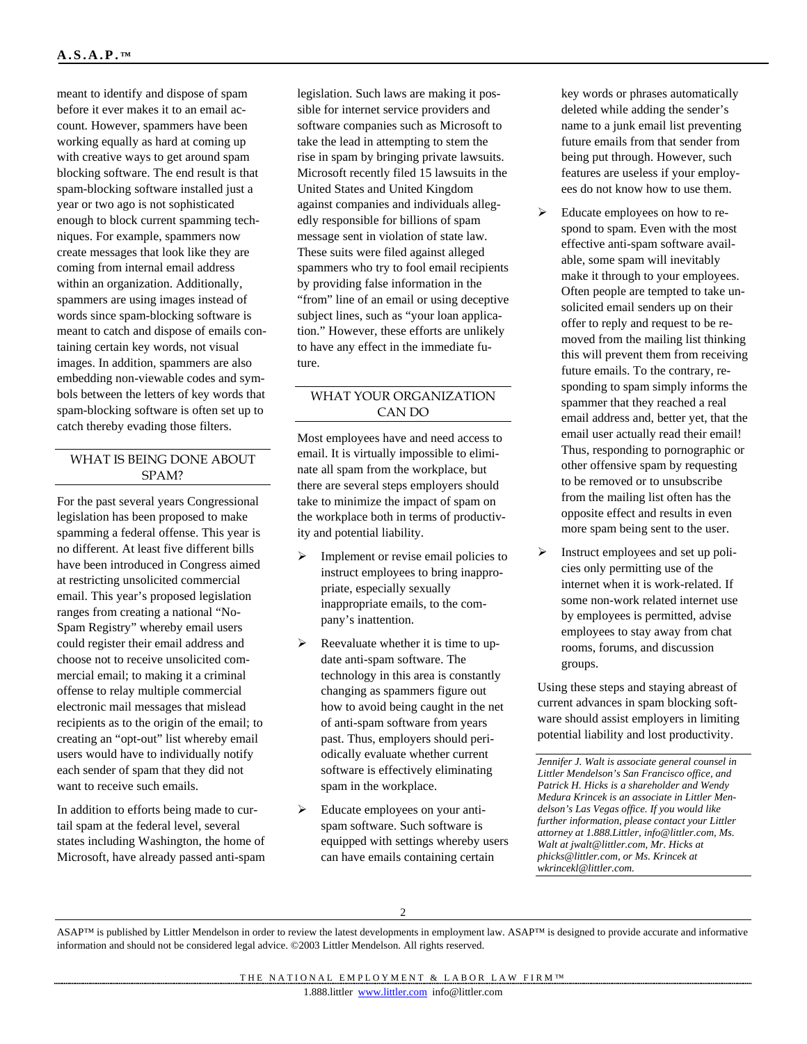meant to identify and dispose of spam before it ever makes it to an email account. However, spammers have been working equally as hard at coming up with creative ways to get around spam blocking software. The end result is that spam-blocking software installed just a year or two ago is not sophisticated enough to block current spamming techniques. For example, spammers now create messages that look like they are coming from internal email address within an organization. Additionally, spammers are using images instead of words since spam-blocking software is meant to catch and dispose of emails containing certain key words, not visual images. In addition, spammers are also embedding non-viewable codes and symbols between the letters of key words that spam-blocking software is often set up to catch thereby evading those filters.

## WHAT IS BEING DONE ABOUT SPAM?

For the past several years Congressional legislation has been proposed to make spamming a federal offense. This year is no different. At least five different bills have been introduced in Congress aimed at restricting unsolicited commercial email. This year's proposed legislation ranges from creating a national "No-Spam Registry" whereby email users could register their email address and choose not to receive unsolicited commercial email; to making it a criminal offense to relay multiple commercial electronic mail messages that mislead recipients as to the origin of the email; to creating an "opt-out" list whereby email users would have to individually notify each sender of spam that they did not want to receive such emails.

In addition to efforts being made to curtail spam at the federal level, several states including Washington, the home of Microsoft, have already passed anti-spam legislation. Such laws are making it possible for internet service providers and software companies such as Microsoft to take the lead in attempting to stem the rise in spam by bringing private lawsuits. Microsoft recently filed 15 lawsuits in the United States and United Kingdom against companies and individuals allegedly responsible for billions of spam message sent in violation of state law. These suits were filed against alleged spammers who try to fool email recipients by providing false information in the "from" line of an email or using deceptive subject lines, such as "your loan application." However, these efforts are unlikely to have any effect in the immediate future.

## WHAT YOUR ORGANIZATION CAN DO

Most employees have and need access to email. It is virtually impossible to eliminate all spam from the workplace, but there are several steps employers should take to minimize the impact of spam on the workplace both in terms of productivity and potential liability.

- Implement or revise email policies to instruct employees to bring inappropriate, especially sexually inappropriate emails, to the company's inattention.
- Reevaluate whether it is time to update anti-spam software. The technology in this area is constantly changing as spammers figure out how to avoid being caught in the net of anti-spam software from years past. Thus, employers should periodically evaluate whether current software is effectively eliminating spam in the workplace.
- Educate employees on your anti-spam software. Such software is equipped with settings whereby users can have emails containing certain key words or phrases automatically deleted while adding the sender's name to a junk email list preventing future emails from that sender from being put through. However, such features are useless if your employees do not know how to use them.
- Educate employees on how to respond to spam. Even with the most effective anti-spam software available, some spam will inevitably make it through to your employees. Often people are tempted to take unsolicited email senders up on their offer to reply and request to be removed from the mailing list thinking this will prevent them from receiving future emails. To the contrary, responding to spam simply informs the spammer that they reached a real email address and, better yet, that the email user actually read their email! Thus, responding to pornographic or other offensive spam by requesting to be removed or to unsubscribe from the mailing list often has the opposite effect and results in even more spam being sent to the user.
- Instruct employees and set up policies only permitting use of the internet when it is work-related. If some non-work related internet use by employees is permitted, advise employees to stay away from chat rooms, forums, and discussion groups.

Using these steps and staying abreast of current advances in spam blocking software should assist employers in limiting potential liability and lost productivity.

*Jennifer J. Walt is associate general counsel in Littler Mendelson's San Francisco office, and Patrick H. Hicks is a shareholder and Wendy Medura Krincek is an associate in Littler Mendelson's Las Vegas office. If you would like further information, please contact your Littler attorney at 1.888.Littler, info@littler.com, Ms. Walt at jwalt@littler.com, Mr. Hicks at phicks@littler.com, or Ms. Krincek at wkrincekl@littler.com.*

ASAP™ is published by Littler Mendelson in order to review the latest developments in employment law. ASAP™ is designed to provide accurate and informative information and should not be considered legal advice. ©2003 Littler Mendelson. All rights reserved.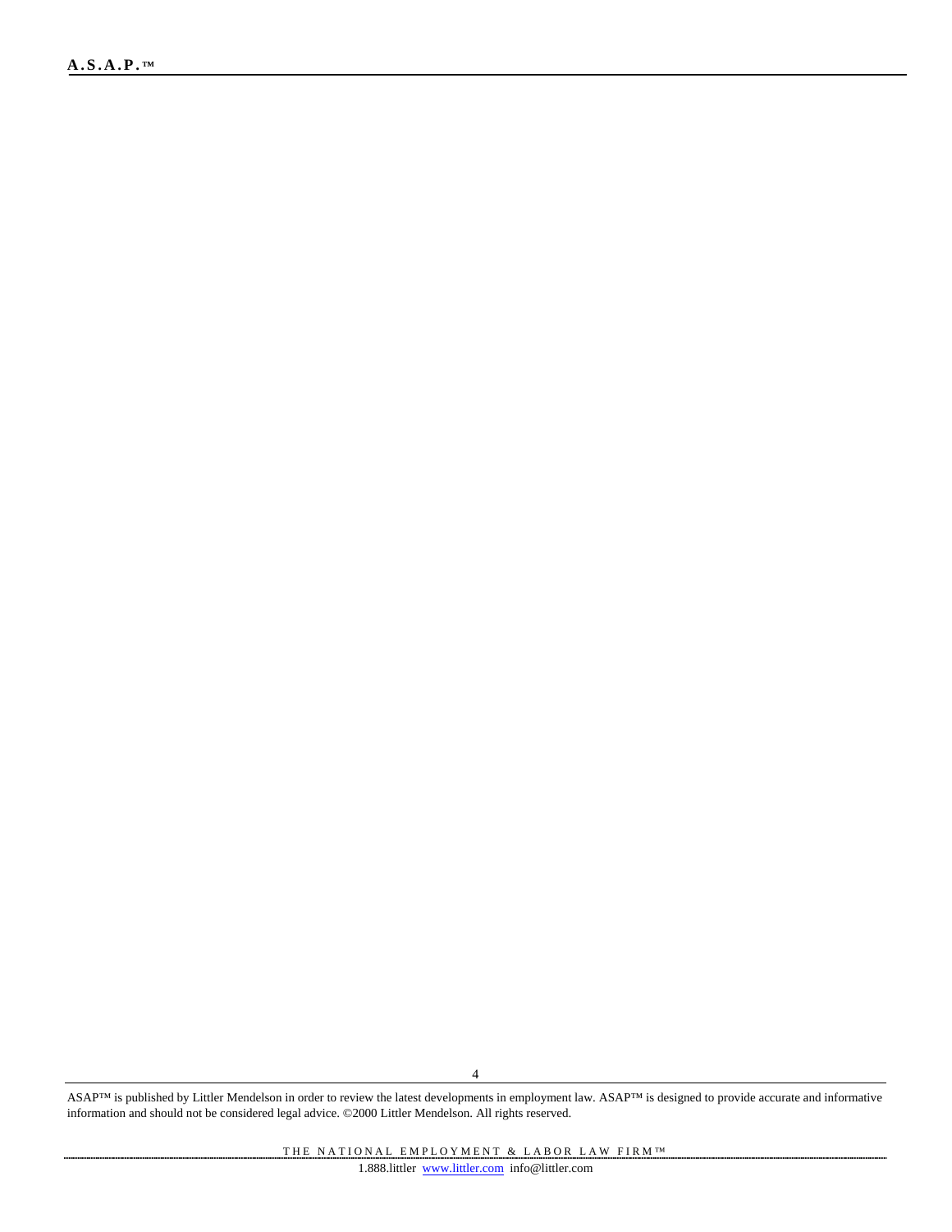ASAP™ is published by Littler Mendelson in order to review the latest developments in employment law. ASAP™ is designed to provide accurate and informative information and should not be considered legal advice. ©2000 Littler Mendelson. All rights reserved.